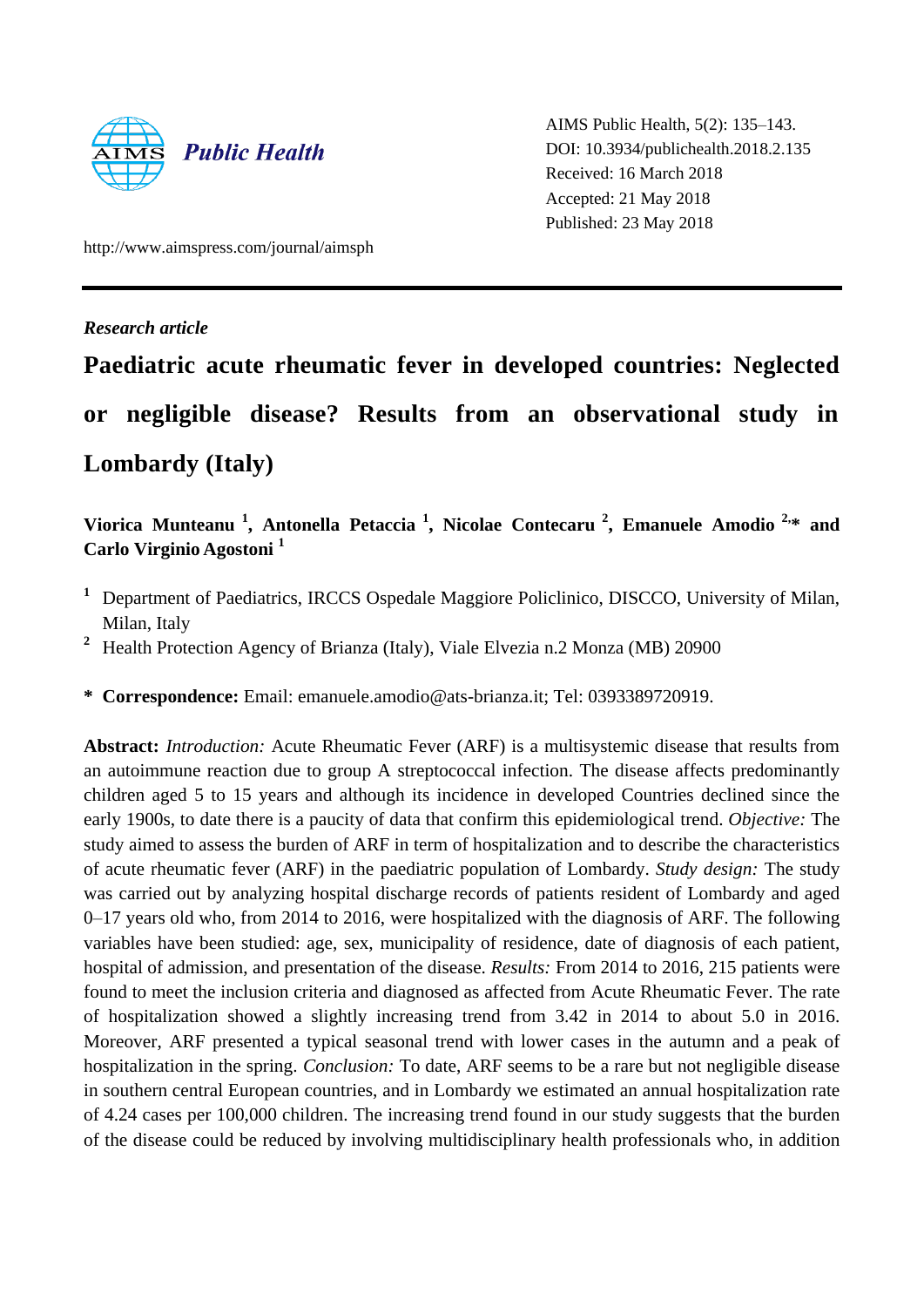AIMS Public Health, 5(2): 135–143.
DOI: 10.3934/publichealth.2018.2.135
Received: 16 March 2018
Accepted: 21 May 2018
Published: 23 May 2018

http://www.aimspress.com/journal/aimsph

*Research article*

# Paediatric acute rheumatic fever in developed countries: Neglected or negligible disease? Results from an observational study in Lombardy (Italy)

**Viorica Munteanu [1], Antonella Petaccia [1], Nicolae Contecaru [2], Emanuele Amodio [2,]\* and Carlo Virginio Agostoni [1]**

[1] Department of Paediatrics, IRCCS Ospedale Maggiore Policlinico, DISCCO, University of Milan, Milan, Italy

[2] Health Protection Agency of Brianza (Italy), Viale Elvezia n.2 Monza (MB) 20900

\* **Correspondence:** Email: emanuele.amodio@ats-brianza.it; Tel: 0393389720919.

**Abstract:** *Introduction:* Acute Rheumatic Fever (ARF) is a multisystemic disease that results from an autoimmune reaction due to group A streptococcal infection. The disease affects predominantly children aged 5 to 15 years and although its incidence in developed Countries declined since the early 1900s, to date there is a paucity of data that confirm this epidemiological trend. *Objective:* The study aimed to assess the burden of ARF in term of hospitalization and to describe the characteristics of acute rheumatic fever (ARF) in the paediatric population of Lombardy. *Study design:* The study was carried out by analyzing hospital discharge records of patients resident of Lombardy and aged 0–17 years old who, from 2014 to 2016, were hospitalized with the diagnosis of ARF. The following variables have been studied: age, sex, municipality of residence, date of diagnosis of each patient, hospital of admission, and presentation of the disease. *Results:* From 2014 to 2016, 215 patients were found to meet the inclusion criteria and diagnosed as affected from Acute Rheumatic Fever. The rate of hospitalization showed a slightly increasing trend from 3.42 in 2014 to about 5.0 in 2016. Moreover, ARF presented a typical seasonal trend with lower cases in the autumn and a peak of hospitalization in the spring. *Conclusion:* To date, ARF seems to be a rare but not negligible disease in southern central European countries, and in Lombardy we estimated an annual hospitalization rate of 4.24 cases per 100,000 children. The increasing trend found in our study suggests that the burden of the disease could be reduced by involving multidisciplinary health professionals who, in addition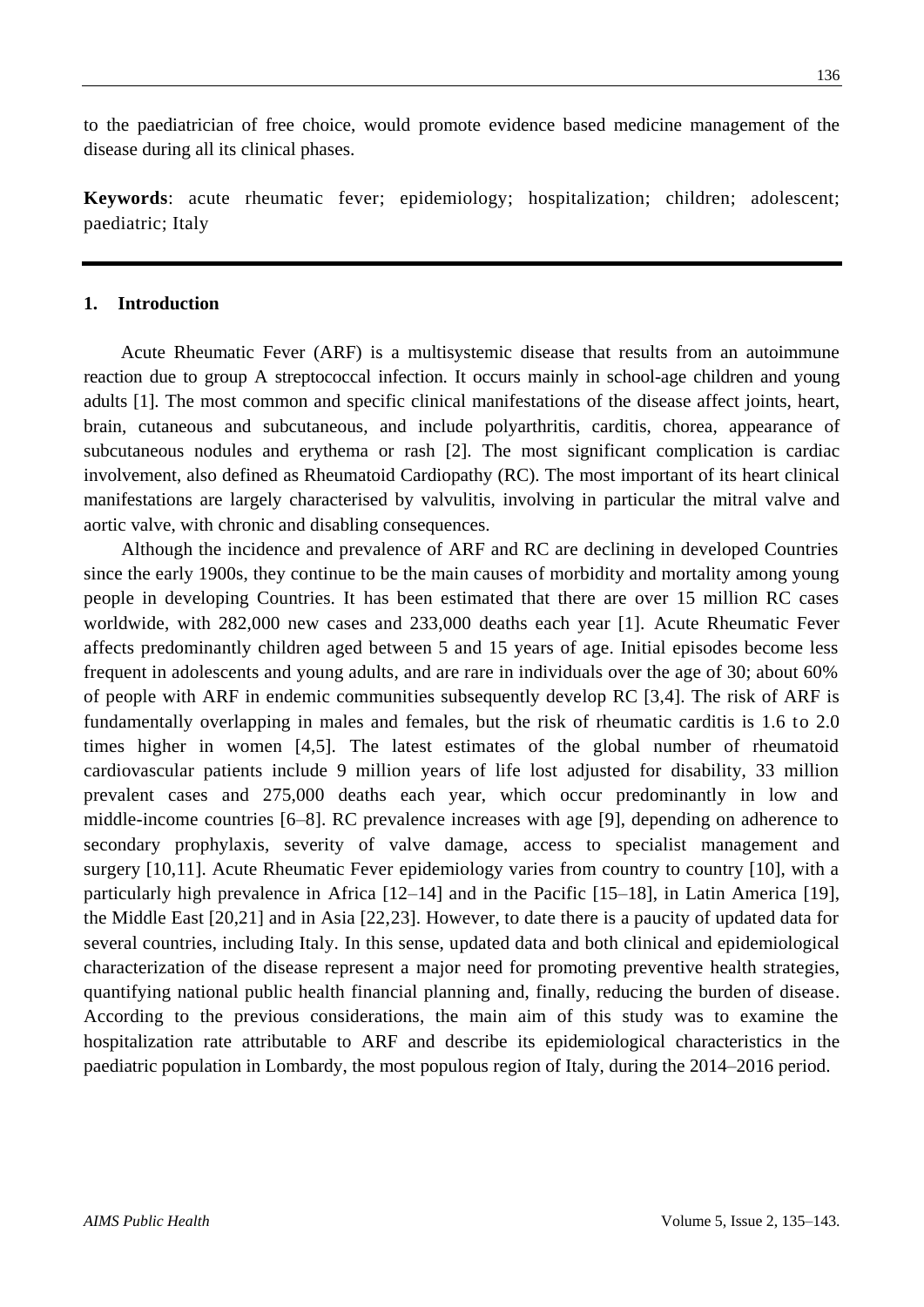to the paediatrician of free choice, would promote evidence based medicine management of the disease during all its clinical phases.

**Keywords**: acute rheumatic fever; epidemiology; hospitalization; children; adolescent; paediatric; Italy

## 1. Introduction

Acute Rheumatic Fever (ARF) is a multisystemic disease that results from an autoimmune reaction due to group A streptococcal infection. It occurs mainly in school-age children and young adults [1]. The most common and specific clinical manifestations of the disease affect joints, heart, brain, cutaneous and subcutaneous, and include polyarthritis, carditis, chorea, appearance of subcutaneous nodules and erythema or rash [2]. The most significant complication is cardiac involvement, also defined as Rheumatoid Cardiopathy (RC). The most important of its heart clinical manifestations are largely characterised by valvulitis, involving in particular the mitral valve and aortic valve, with chronic and disabling consequences.

Although the incidence and prevalence of ARF and RC are declining in developed Countries since the early 1900s, they continue to be the main causes of morbidity and mortality among young people in developing Countries. It has been estimated that there are over 15 million RC cases worldwide, with 282,000 new cases and 233,000 deaths each year [1]. Acute Rheumatic Fever affects predominantly children aged between 5 and 15 years of age. Initial episodes become less frequent in adolescents and young adults, and are rare in individuals over the age of 30; about 60% of people with ARF in endemic communities subsequently develop RC [3,4]. The risk of ARF is fundamentally overlapping in males and females, but the risk of rheumatic carditis is 1.6 to 2.0 times higher in women [4,5]. The latest estimates of the global number of rheumatoid cardiovascular patients include 9 million years of life lost adjusted for disability, 33 million prevalent cases and 275,000 deaths each year, which occur predominantly in low and middle-income countries [6–8]. RC prevalence increases with age [9], depending on adherence to secondary prophylaxis, severity of valve damage, access to specialist management and surgery [10,11]. Acute Rheumatic Fever epidemiology varies from country to country [10], with a particularly high prevalence in Africa [12–14] and in the Pacific [15–18], in Latin America [19], the Middle East [20,21] and in Asia [22,23]. However, to date there is a paucity of updated data for several countries, including Italy. In this sense, updated data and both clinical and epidemiological characterization of the disease represent a major need for promoting preventive health strategies, quantifying national public health financial planning and, finally, reducing the burden of disease. According to the previous considerations, the main aim of this study was to examine the hospitalization rate attributable to ARF and describe its epidemiological characteristics in the paediatric population in Lombardy, the most populous region of Italy, during the 2014–2016 period.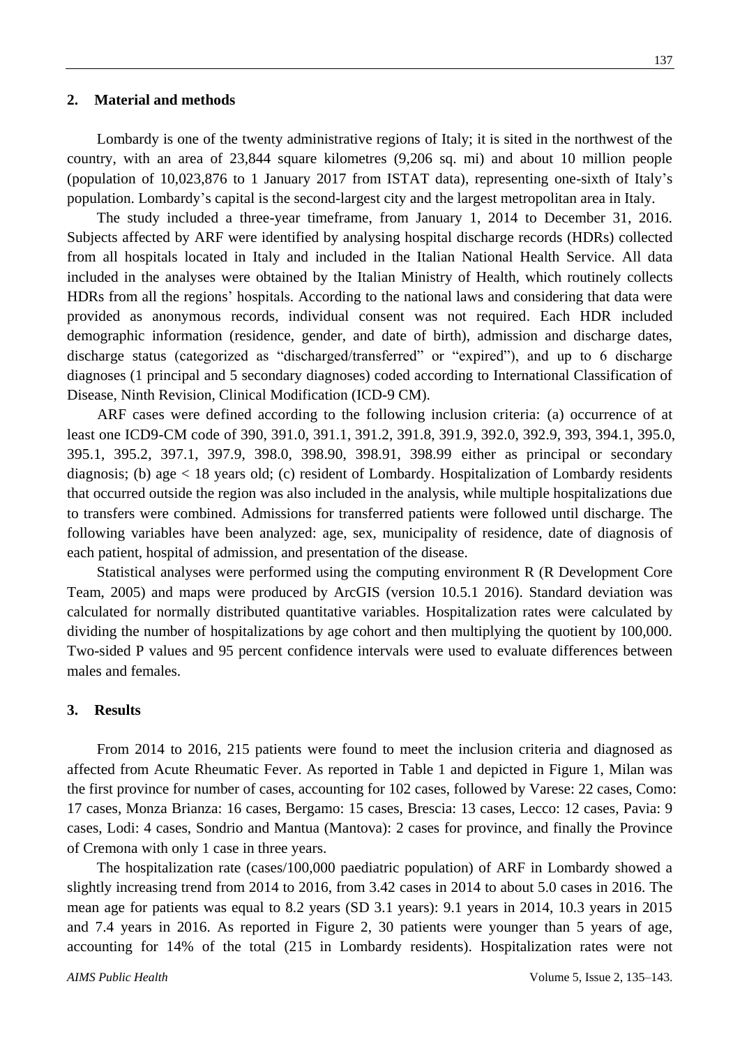## 2. Material and methods

Lombardy is one of the twenty administrative regions of Italy; it is sited in the northwest of the country, with an area of 23,844 square kilometres (9,206 sq. mi) and about 10 million people (population of 10,023,876 to 1 January 2017 from ISTAT data), representing one-sixth of Italy's population. Lombardy's capital is the second-largest city and the largest metropolitan area in Italy.

The study included a three-year timeframe, from January 1, 2014 to December 31, 2016. Subjects affected by ARF were identified by analysing hospital discharge records (HDRs) collected from all hospitals located in Italy and included in the Italian National Health Service. All data included in the analyses were obtained by the Italian Ministry of Health, which routinely collects HDRs from all the regions' hospitals. According to the national laws and considering that data were provided as anonymous records, individual consent was not required. Each HDR included demographic information (residence, gender, and date of birth), admission and discharge dates, discharge status (categorized as "discharged/transferred" or "expired"), and up to 6 discharge diagnoses (1 principal and 5 secondary diagnoses) coded according to International Classification of Disease, Ninth Revision, Clinical Modification (ICD-9 CM).

ARF cases were defined according to the following inclusion criteria: (a) occurrence of at least one ICD9-CM code of 390, 391.0, 391.1, 391.2, 391.8, 391.9, 392.0, 392.9, 393, 394.1, 395.0, 395.1, 395.2, 397.1, 397.9, 398.0, 398.90, 398.91, 398.99 either as principal or secondary diagnosis; (b) age < 18 years old; (c) resident of Lombardy. Hospitalization of Lombardy residents that occurred outside the region was also included in the analysis, while multiple hospitalizations due to transfers were combined. Admissions for transferred patients were followed until discharge. The following variables have been analyzed: age, sex, municipality of residence, date of diagnosis of each patient, hospital of admission, and presentation of the disease.

Statistical analyses were performed using the computing environment R (R Development Core Team, 2005) and maps were produced by ArcGIS (version 10.5.1 2016). Standard deviation was calculated for normally distributed quantitative variables. Hospitalization rates were calculated by dividing the number of hospitalizations by age cohort and then multiplying the quotient by 100,000. Two-sided P values and 95 percent confidence intervals were used to evaluate differences between males and females.

## 3. Results

From 2014 to 2016, 215 patients were found to meet the inclusion criteria and diagnosed as affected from Acute Rheumatic Fever. As reported in Table 1 and depicted in Figure 1, Milan was the first province for number of cases, accounting for 102 cases, followed by Varese: 22 cases, Como: 17 cases, Monza Brianza: 16 cases, Bergamo: 15 cases, Brescia: 13 cases, Lecco: 12 cases, Pavia: 9 cases, Lodi: 4 cases, Sondrio and Mantua (Mantova): 2 cases for province, and finally the Province of Cremona with only 1 case in three years.

The hospitalization rate (cases/100,000 paediatric population) of ARF in Lombardy showed a slightly increasing trend from 2014 to 2016, from 3.42 cases in 2014 to about 5.0 cases in 2016. The mean age for patients was equal to 8.2 years (SD 3.1 years): 9.1 years in 2014, 10.3 years in 2015 and 7.4 years in 2016. As reported in Figure 2, 30 patients were younger than 5 years of age, accounting for 14% of the total (215 in Lombardy residents). Hospitalization rates were not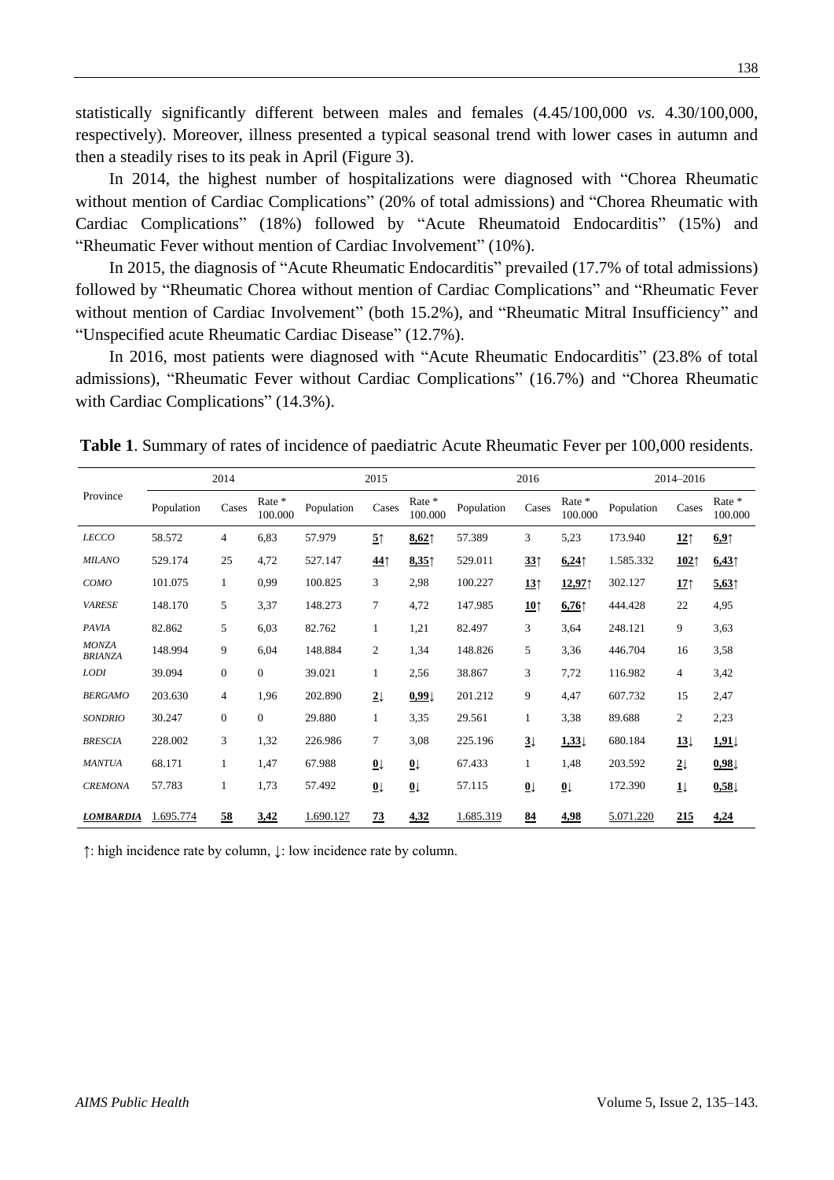statistically significantly different between males and females (4.45/100,000 *vs.* 4.30/100,000, respectively). Moreover, illness presented a typical seasonal trend with lower cases in autumn and then a steadily rises to its peak in April (Figure 3).

In 2014, the highest number of hospitalizations were diagnosed with "Chorea Rheumatic without mention of Cardiac Complications" (20% of total admissions) and "Chorea Rheumatic with Cardiac Complications" (18%) followed by "Acute Rheumatoid Endocarditis" (15%) and "Rheumatic Fever without mention of Cardiac Involvement" (10%).

In 2015, the diagnosis of "Acute Rheumatic Endocarditis" prevailed (17.7% of total admissions) followed by "Rheumatic Chorea without mention of Cardiac Complications" and "Rheumatic Fever without mention of Cardiac Involvement" (both 15.2%), and "Rheumatic Mitral Insufficiency" and "Unspecified acute Rheumatic Cardiac Disease" (12.7%).

In 2016, most patients were diagnosed with "Acute Rheumatic Endocarditis" (23.8% of total admissions), "Rheumatic Fever without Cardiac Complications" (16.7%) and "Chorea Rheumatic with Cardiac Complications" (14.3%).

**Table 1**. Summary of rates of incidence of paediatric Acute Rheumatic Fever per 100,000 residents.

| Province | 2014 | | | 2015 | | | 2016 | | | 2014–2016 | | |
|---|---|---|---|---|---|---|---|---|---|---|---|---|
| | Population | Cases | Rate * 100.000 | Population | Cases | Rate * 100.000 | Population | Cases | Rate * 100.000 | Population | Cases | Rate * 100.000 |
| *LECCO* | 58.572 | 4 | 6,83 | 57.979 | **5**↑ | **8,62**↑ | 57.389 | 3 | 5,23 | 173.940 | **12**↑ | **6,9**↑ |
| *MILANO* | 529.174 | 25 | 4,72 | 527.147 | **44**↑ | **8,35**↑ | 529.011 | **33**↑ | **6,24**↑ | 1.585.332 | **102**↑ | **6,43**↑ |
| *COMO* | 101.075 | 1 | 0,99 | 100.825 | 3 | 2,98 | 100.227 | **13**↑ | **12,97**↑ | 302.127 | **17**↑ | **5,63**↑ |
| *VARESE* | 148.170 | 5 | 3,37 | 148.273 | 7 | 4,72 | 147.985 | **10**↑ | **6,76**↑ | 444.428 | 22 | 4,95 |
| *PAVIA* | 82.862 | 5 | 6,03 | 82.762 | 1 | 1,21 | 82.497 | 3 | 3,64 | 248.121 | 9 | 3,63 |
| *MONZA BRIANZA* | 148.994 | 9 | 6,04 | 148.884 | 2 | 1,34 | 148.826 | 5 | 3,36 | 446.704 | 16 | 3,58 |
| *LODI* | 39.094 | 0 | 0 | 39.021 | 1 | 2,56 | 38.867 | 3 | 7,72 | 116.982 | 4 | 3,42 |
| *BERGAMO* | 203.630 | 4 | 1,96 | 202.890 | **2**↓ | **0,99**↓ | 201.212 | 9 | 4,47 | 607.732 | 15 | 2,47 |
| *SONDRIO* | 30.247 | 0 | 0 | 29.880 | 1 | 3,35 | 29.561 | 1 | 3,38 | 89.688 | 2 | 2,23 |
| *BRESCIA* | 228.002 | 3 | 1,32 | 226.986 | 7 | 3,08 | 225.196 | **3**↓ | **1,33**↓ | 680.184 | **13**↓ | **1,91**↓ |
| *MANTUA* | 68.171 | 1 | 1,47 | 67.988 | **0**↓ | **0**↓ | 67.433 | 1 | 1,48 | 203.592 | **2**↓ | **0,98**↓ |
| *CREMONA* | 57.783 | 1 | 1,73 | 57.492 | **0**↓ | **0**↓ | 57.115 | **0**↓ | **0**↓ | 172.390 | **1**↓ | **0,58**↓ |
| ***LOMBARDIA*** | 1.695.774 | **58** | **3,42** | 1.690.127 | **73** | **4,32** | 1.685.319 | **84** | **4,98** | 5.071.220 | **215** | **4,24** |

↑: high incidence rate by column, ↓: low incidence rate by column.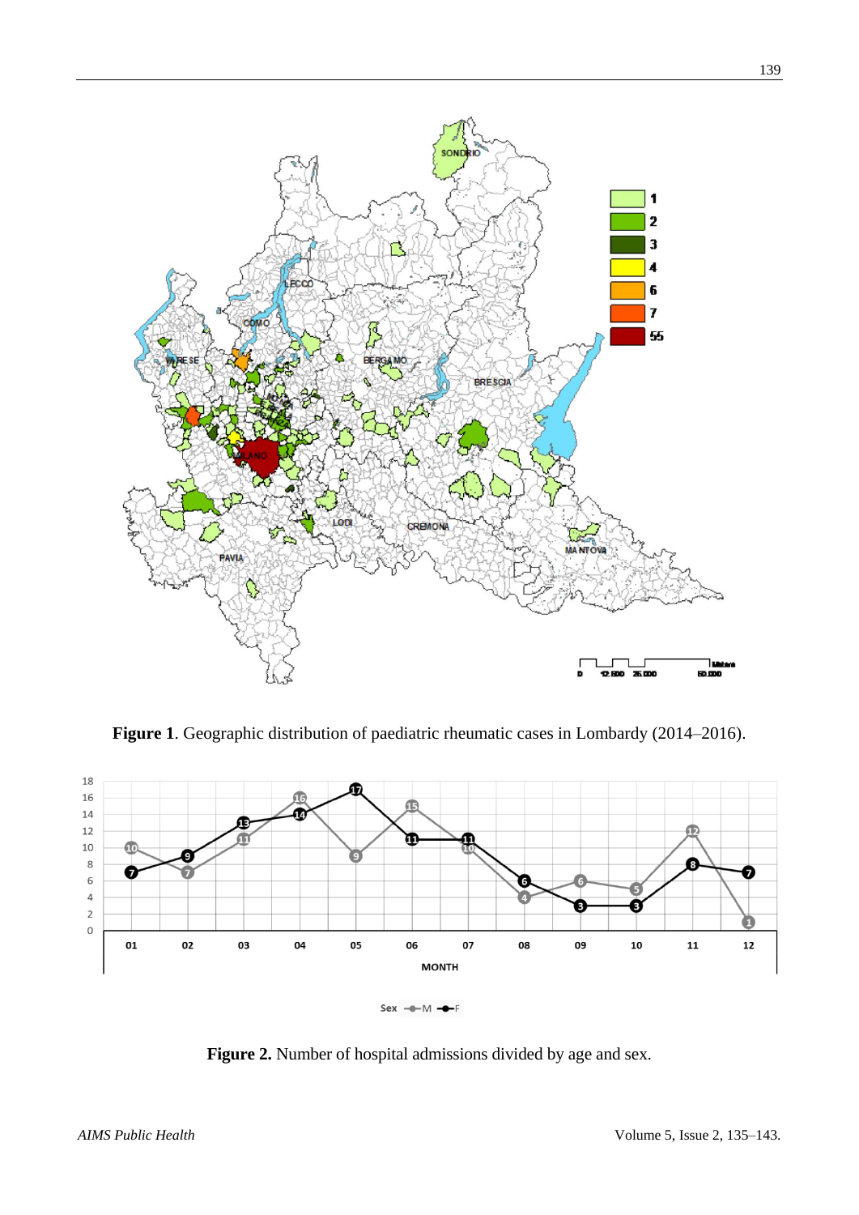**Figure 1**. Geographic distribution of paediatric rheumatic cases in Lombardy (2014–2016).

**Figure 2.** Number of hospital admissions divided by age and sex.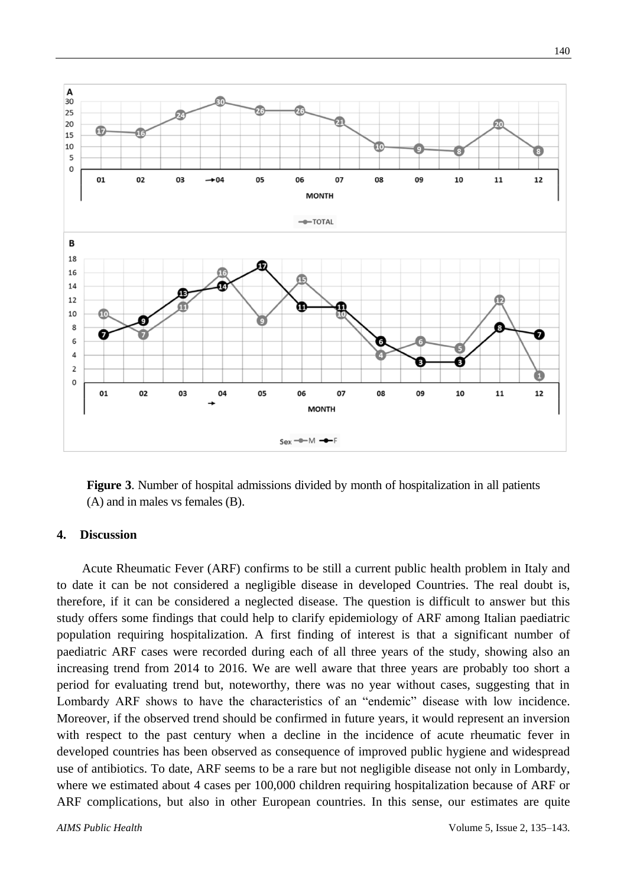**Figure 3**. Number of hospital admissions divided by month of hospitalization in all patients (A) and in males vs females (B).

## 4. Discussion

Acute Rheumatic Fever (ARF) confirms to be still a current public health problem in Italy and to date it can be not considered a negligible disease in developed Countries. The real doubt is, therefore, if it can be considered a neglected disease. The question is difficult to answer but this study offers some findings that could help to clarify epidemiology of ARF among Italian paediatric population requiring hospitalization. A first finding of interest is that a significant number of paediatric ARF cases were recorded during each of all three years of the study, showing also an increasing trend from 2014 to 2016. We are well aware that three years are probably too short a period for evaluating trend but, noteworthy, there was no year without cases, suggesting that in Lombardy ARF shows to have the characteristics of an "endemic" disease with low incidence. Moreover, if the observed trend should be confirmed in future years, it would represent an inversion with respect to the past century when a decline in the incidence of acute rheumatic fever in developed countries has been observed as consequence of improved public hygiene and widespread use of antibiotics. To date, ARF seems to be a rare but not negligible disease not only in Lombardy, where we estimated about 4 cases per 100,000 children requiring hospitalization because of ARF or ARF complications, but also in other European countries. In this sense, our estimates are quite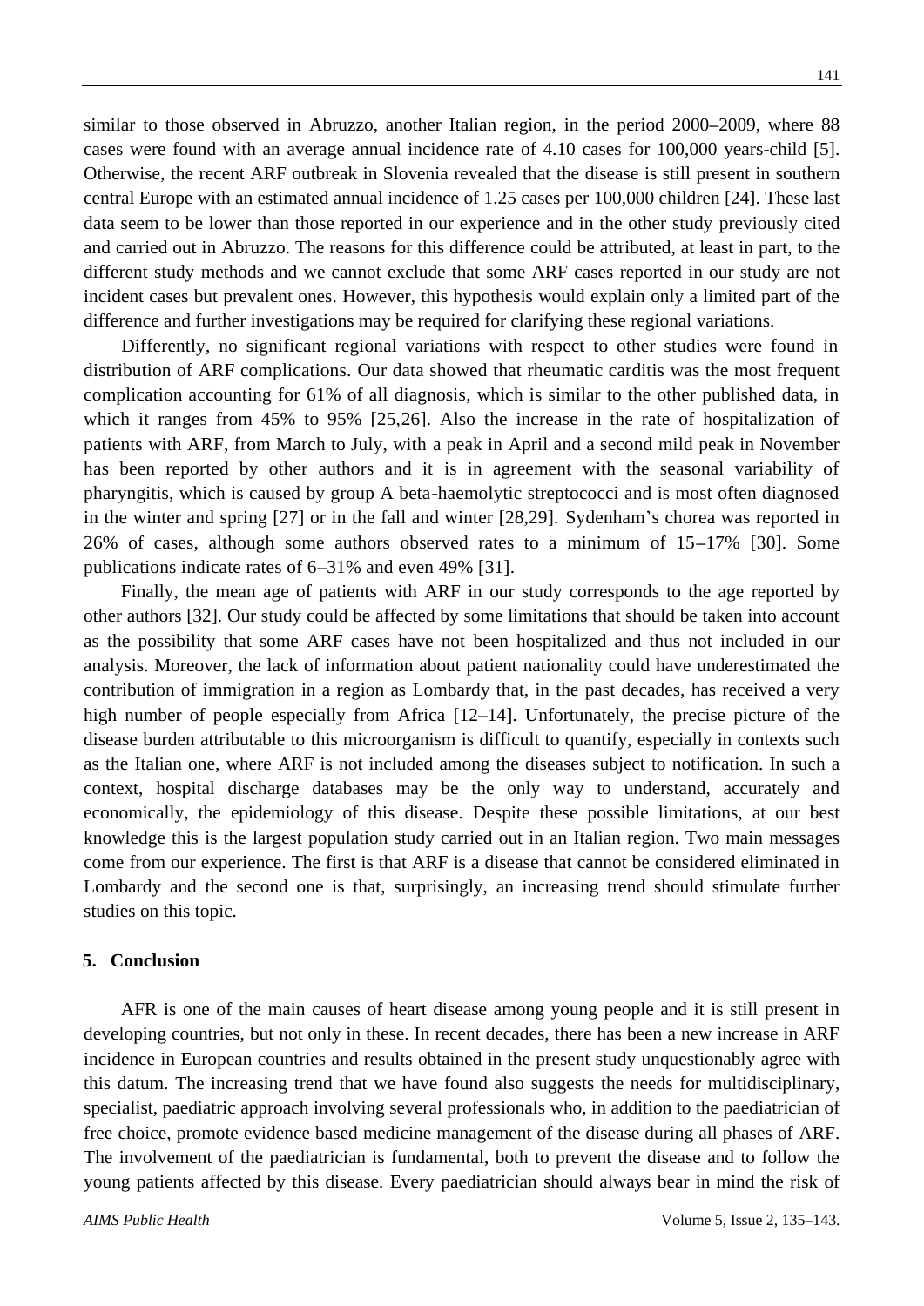similar to those observed in Abruzzo, another Italian region, in the period 2000–2009, where 88 cases were found with an average annual incidence rate of 4.10 cases for 100,000 years-child [5]. Otherwise, the recent ARF outbreak in Slovenia revealed that the disease is still present in southern central Europe with an estimated annual incidence of 1.25 cases per 100,000 children [24]. These last data seem to be lower than those reported in our experience and in the other study previously cited and carried out in Abruzzo. The reasons for this difference could be attributed, at least in part, to the different study methods and we cannot exclude that some ARF cases reported in our study are not incident cases but prevalent ones. However, this hypothesis would explain only a limited part of the difference and further investigations may be required for clarifying these regional variations.

Differently, no significant regional variations with respect to other studies were found in distribution of ARF complications. Our data showed that rheumatic carditis was the most frequent complication accounting for 61% of all diagnosis, which is similar to the other published data, in which it ranges from 45% to 95% [25,26]. Also the increase in the rate of hospitalization of patients with ARF, from March to July, with a peak in April and a second mild peak in November has been reported by other authors and it is in agreement with the seasonal variability of pharyngitis, which is caused by group A beta-haemolytic streptococci and is most often diagnosed in the winter and spring [27] or in the fall and winter [28,29]. Sydenham's chorea was reported in 26% of cases, although some authors observed rates to a minimum of 15–17% [30]. Some publications indicate rates of 6–31% and even 49% [31].

Finally, the mean age of patients with ARF in our study corresponds to the age reported by other authors [32]. Our study could be affected by some limitations that should be taken into account as the possibility that some ARF cases have not been hospitalized and thus not included in our analysis. Moreover, the lack of information about patient nationality could have underestimated the contribution of immigration in a region as Lombardy that, in the past decades, has received a very high number of people especially from Africa [12–14]. Unfortunately, the precise picture of the disease burden attributable to this microorganism is difficult to quantify, especially in contexts such as the Italian one, where ARF is not included among the diseases subject to notification. In such a context, hospital discharge databases may be the only way to understand, accurately and economically, the epidemiology of this disease. Despite these possible limitations, at our best knowledge this is the largest population study carried out in an Italian region. Two main messages come from our experience. The first is that ARF is a disease that cannot be considered eliminated in Lombardy and the second one is that, surprisingly, an increasing trend should stimulate further studies on this topic.

## 5. Conclusion

AFR is one of the main causes of heart disease among young people and it is still present in developing countries, but not only in these. In recent decades, there has been a new increase in ARF incidence in European countries and results obtained in the present study unquestionably agree with this datum. The increasing trend that we have found also suggests the needs for multidisciplinary, specialist, paediatric approach involving several professionals who, in addition to the paediatrician of free choice, promote evidence based medicine management of the disease during all phases of ARF. The involvement of the paediatrician is fundamental, both to prevent the disease and to follow the young patients affected by this disease. Every paediatrician should always bear in mind the risk of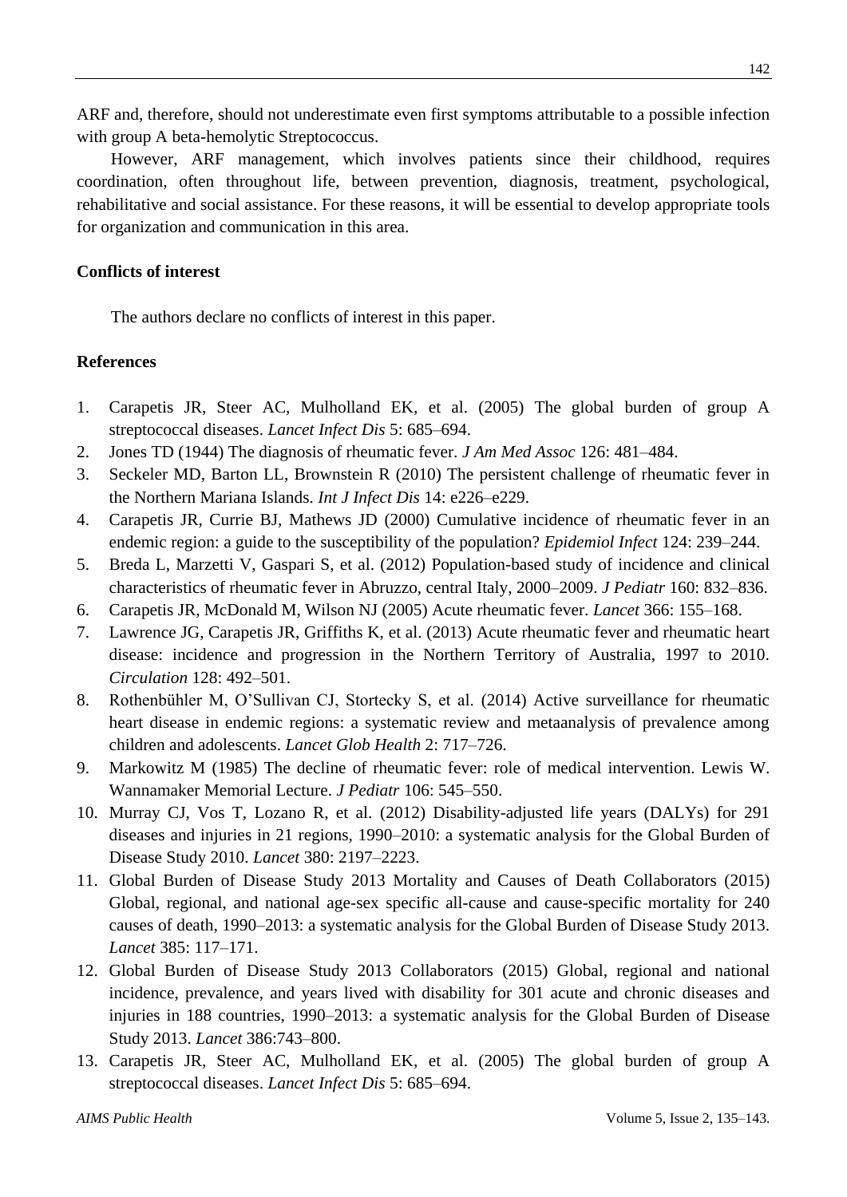ARF and, therefore, should not underestimate even first symptoms attributable to a possible infection with group A beta-hemolytic Streptococcus.

However, ARF management, which involves patients since their childhood, requires coordination, often throughout life, between prevention, diagnosis, treatment, psychological, rehabilitative and social assistance. For these reasons, it will be essential to develop appropriate tools for organization and communication in this area.

**Conflicts of interest**

The authors declare no conflicts of interest in this paper.

**References**

1. Carapetis JR, Steer AC, Mulholland EK, et al. (2005) The global burden of group A streptococcal diseases. *Lancet Infect Dis* 5: 685–694.
2. Jones TD (1944) The diagnosis of rheumatic fever. *J Am Med Assoc* 126: 481–484.
3. Seckeler MD, Barton LL, Brownstein R (2010) The persistent challenge of rheumatic fever in the Northern Mariana Islands. *Int J Infect Dis* 14: e226–e229.
4. Carapetis JR, Currie BJ, Mathews JD (2000) Cumulative incidence of rheumatic fever in an endemic region: a guide to the susceptibility of the population? *Epidemiol Infect* 124: 239–244.
5. Breda L, Marzetti V, Gaspari S, et al. (2012) Population-based study of incidence and clinical characteristics of rheumatic fever in Abruzzo, central Italy, 2000–2009. *J Pediatr* 160: 832–836.
6. Carapetis JR, McDonald M, Wilson NJ (2005) Acute rheumatic fever. *Lancet* 366: 155–168.
7. Lawrence JG, Carapetis JR, Griffiths K, et al. (2013) Acute rheumatic fever and rheumatic heart disease: incidence and progression in the Northern Territory of Australia, 1997 to 2010. *Circulation* 128: 492–501.
8. Rothenbühler M, O'Sullivan CJ, Stortecky S, et al. (2014) Active surveillance for rheumatic heart disease in endemic regions: a systematic review and metaanalysis of prevalence among children and adolescents. *Lancet Glob Health* 2: 717–726.
9. Markowitz M (1985) The decline of rheumatic fever: role of medical intervention. Lewis W. Wannamaker Memorial Lecture. *J Pediatr* 106: 545–550.
10. Murray CJ, Vos T, Lozano R, et al. (2012) Disability-adjusted life years (DALYs) for 291 diseases and injuries in 21 regions, 1990–2010: a systematic analysis for the Global Burden of Disease Study 2010. *Lancet* 380: 2197–2223.
11. Global Burden of Disease Study 2013 Mortality and Causes of Death Collaborators (2015) Global, regional, and national age-sex specific all-cause and cause-specific mortality for 240 causes of death, 1990–2013: a systematic analysis for the Global Burden of Disease Study 2013. *Lancet* 385: 117–171.
12. Global Burden of Disease Study 2013 Collaborators (2015) Global, regional and national incidence, prevalence, and years lived with disability for 301 acute and chronic diseases and injuries in 188 countries, 1990–2013: a systematic analysis for the Global Burden of Disease Study 2013. *Lancet* 386:743–800.
13. Carapetis JR, Steer AC, Mulholland EK, et al. (2005) The global burden of group A streptococcal diseases. *Lancet Infect Dis* 5: 685–694.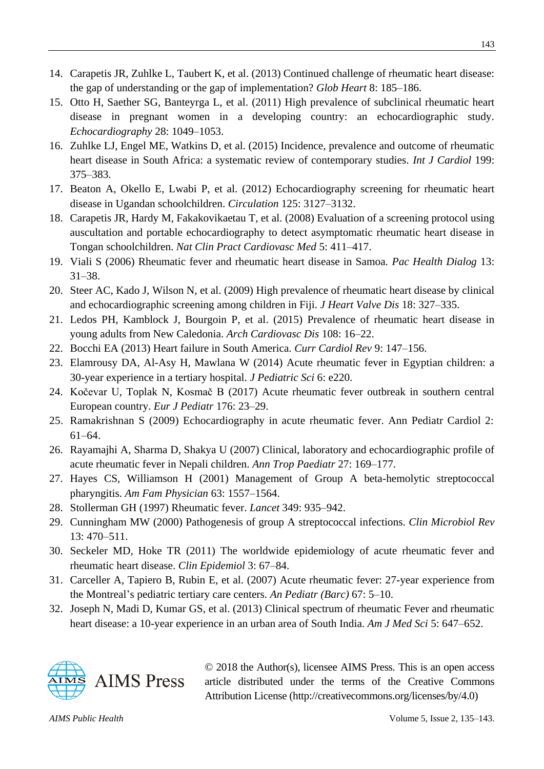14. Carapetis JR, Zuhlke L, Taubert K, et al. (2013) Continued challenge of rheumatic heart disease: the gap of understanding or the gap of implementation? *Glob Heart* 8: 185–186.
15. Otto H, Saether SG, Banteyrga L, et al. (2011) High prevalence of subclinical rheumatic heart disease in pregnant women in a developing country: an echocardiographic study. *Echocardiography* 28: 1049–1053.
16. Zuhlke LJ, Engel ME, Watkins D, et al. (2015) Incidence, prevalence and outcome of rheumatic heart disease in South Africa: a systematic review of contemporary studies. *Int J Cardiol* 199: 375–383.
17. Beaton A, Okello E, Lwabi P, et al. (2012) Echocardiography screening for rheumatic heart disease in Ugandan schoolchildren. *Circulation* 125: 3127–3132.
18. Carapetis JR, Hardy M, Fakakovikaetau T, et al. (2008) Evaluation of a screening protocol using auscultation and portable echocardiography to detect asymptomatic rheumatic heart disease in Tongan schoolchildren. *Nat Clin Pract Cardiovasc Med* 5: 411–417.
19. Viali S (2006) Rheumatic fever and rheumatic heart disease in Samoa. *Pac Health Dialog* 13: 31–38.
20. Steer AC, Kado J, Wilson N, et al. (2009) High prevalence of rheumatic heart disease by clinical and echocardiographic screening among children in Fiji. *J Heart Valve Dis* 18: 327–335.
21. Ledos PH, Kamblock J, Bourgoin P, et al. (2015) Prevalence of rheumatic heart disease in young adults from New Caledonia. *Arch Cardiovasc Dis* 108: 16–22.
22. Bocchi EA (2013) Heart failure in South America. *Curr Cardiol Rev* 9: 147–156.
23. Elamrousy DA, Al-Asy H, Mawlana W (2014) Acute rheumatic fever in Egyptian children: a 30-year experience in a tertiary hospital. *J Pediatric Sci* 6: e220.
24. Kočevar U, Toplak N, Kosmač B (2017) Acute rheumatic fever outbreak in southern central European country. *Eur J Pediatr* 176: 23–29.
25. Ramakrishnan S (2009) Echocardiography in acute rheumatic fever. Ann Pediatr Cardiol 2: 61–64.
26. Rayamajhi A, Sharma D, Shakya U (2007) Clinical, laboratory and echocardiographic profile of acute rheumatic fever in Nepali children. *Ann Trop Paediatr* 27: 169–177.
27. Hayes CS, Williamson H (2001) Management of Group A beta-hemolytic streptococcal pharyngitis. *Am Fam Physician* 63: 1557–1564.
28. Stollerman GH (1997) Rheumatic fever. *Lancet* 349: 935–942.
29. Cunningham MW (2000) Pathogenesis of group A streptococcal infections. *Clin Microbiol Rev* 13: 470–511.
30. Seckeler MD, Hoke TR (2011) The worldwide epidemiology of acute rheumatic fever and rheumatic heart disease. *Clin Epidemiol* 3: 67–84.
31. Carceller A, Tapiero B, Rubin E, et al. (2007) Acute rheumatic fever: 27-year experience from the Montreal's pediatric tertiary care centers. *An Pediatr (Barc)* 67: 5–10.
32. Joseph N, Madi D, Kumar GS, et al. (2013) Clinical spectrum of rheumatic Fever and rheumatic heart disease: a 10-year experience in an urban area of South India. *Am J Med Sci* 5: 647–652.

AIMS Press

© 2018 the Author(s), licensee AIMS Press. This is an open access article distributed under the terms of the Creative Commons Attribution License (http://creativecommons.org/licenses/by/4.0)